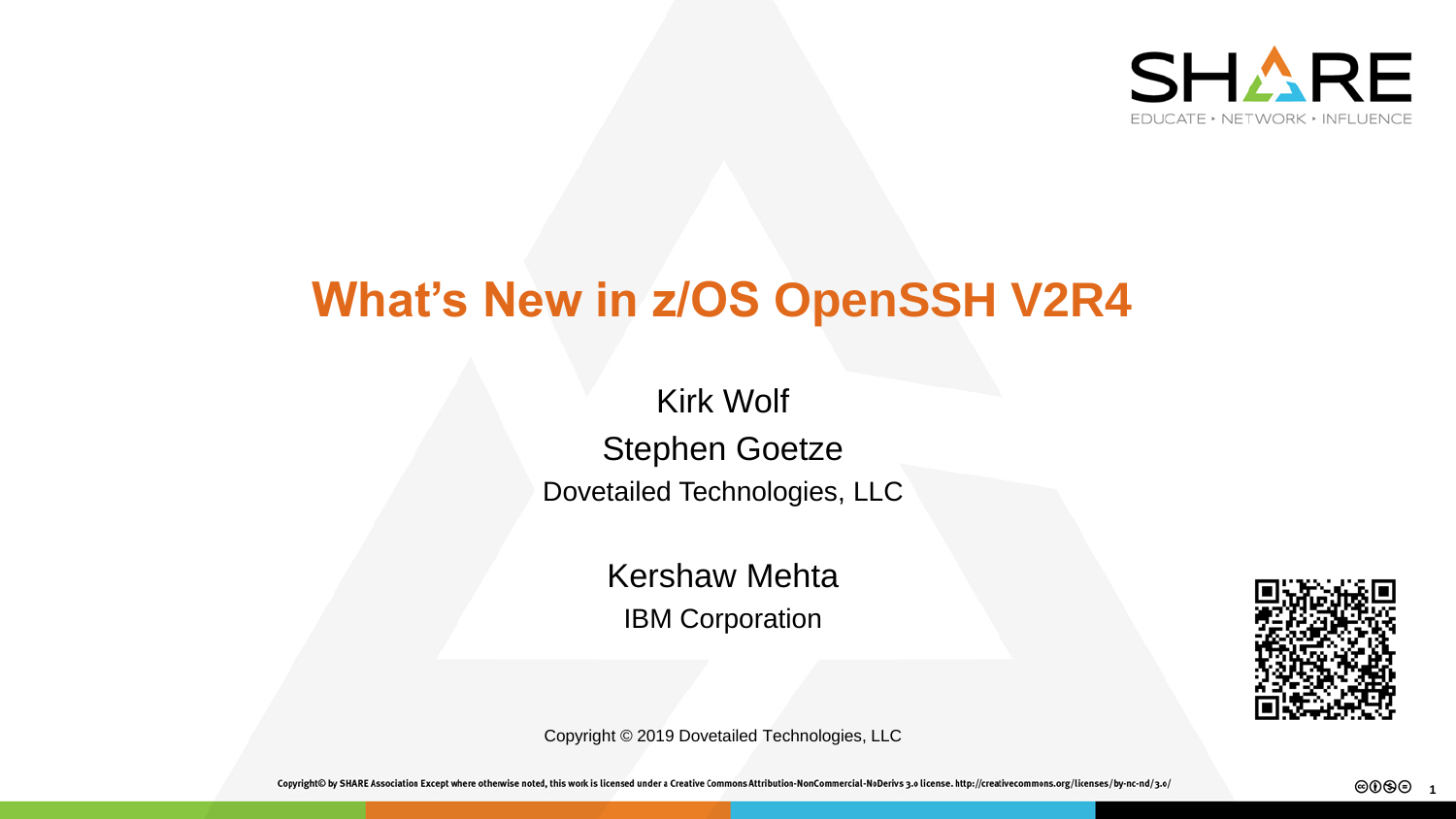# What's New in z/OS OpenSSH V2R4

Kirk Wolf

Stephen Goetze

Dovetailed Technologies, LLC

Kershaw Mehta

IBM Corporation

Copyright © 2019 Dovetailed Technologies, LLC

Copyright© by SHARE Association Except where otherwise noted, this work is licensed under a Creative Commons Attribution-NonCommercial-NoDerivs 3.0 license. http://creativecommons.org/licenses/by-nc-nd/3.0/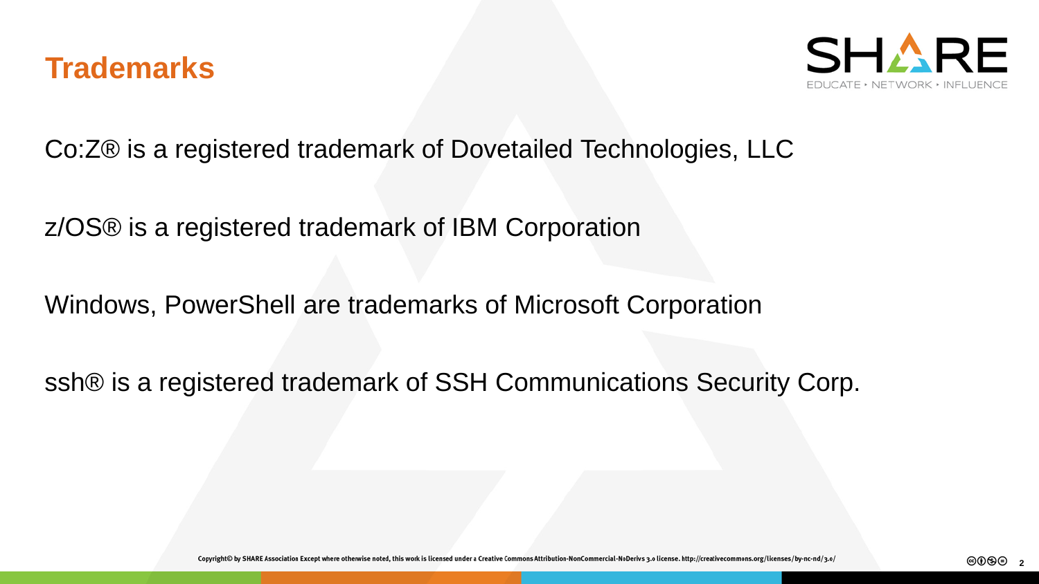# Trademarks

Co:Z® is a registered trademark of Dovetailed Technologies, LLC

z/OS® is a registered trademark of IBM Corporation

Windows, PowerShell are trademarks of Microsoft Corporation

ssh® is a registered trademark of SSH Communications Security Corp.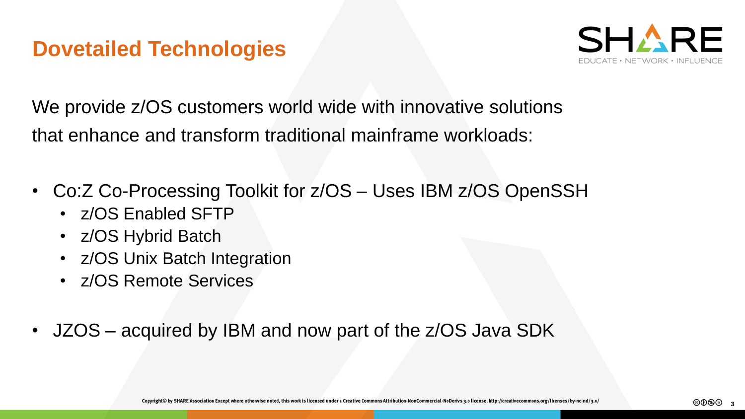# Dovetailed Technologies

We provide z/OS customers world wide with innovative solutions that enhance and transform traditional mainframe workloads:

- Co:Z Co-Processing Toolkit for z/OS – Uses IBM z/OS OpenSSH
  - z/OS Enabled SFTP
  - z/OS Hybrid Batch
  - z/OS Unix Batch Integration
  - z/OS Remote Services
- JZOS – acquired by IBM and now part of the z/OS Java SDK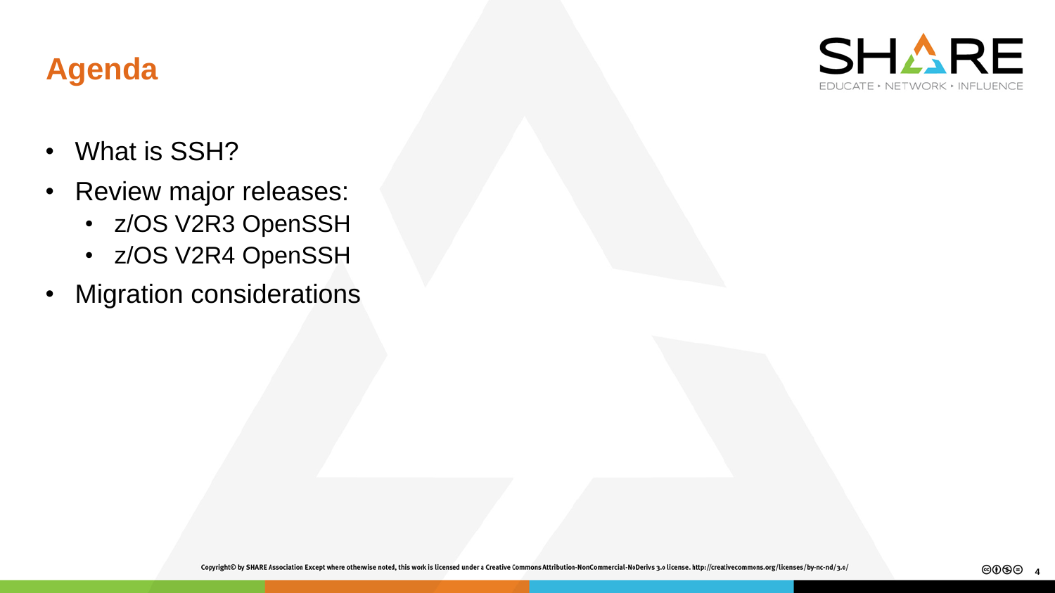# Agenda

- What is SSH?
- Review major releases:
  - z/OS V2R3 OpenSSH
  - z/OS V2R4 OpenSSH
- Migration considerations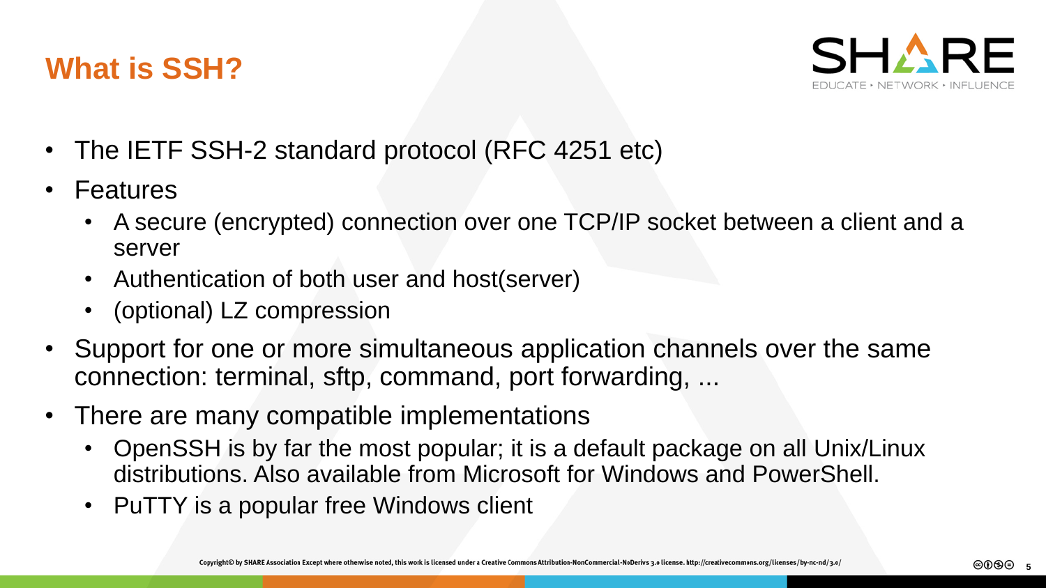# What is SSH?

- The IETF SSH-2 standard protocol (RFC 4251 etc)
- Features
  - A secure (encrypted) connection over one TCP/IP socket between a client and a server
  - Authentication of both user and host(server)
  - (optional) LZ compression
- Support for one or more simultaneous application channels over the same connection: terminal, sftp, command, port forwarding, ...
- There are many compatible implementations
  - OpenSSH is by far the most popular; it is a default package on all Unix/Linux distributions. Also available from Microsoft for Windows and PowerShell.
  - PuTTY is a popular free Windows client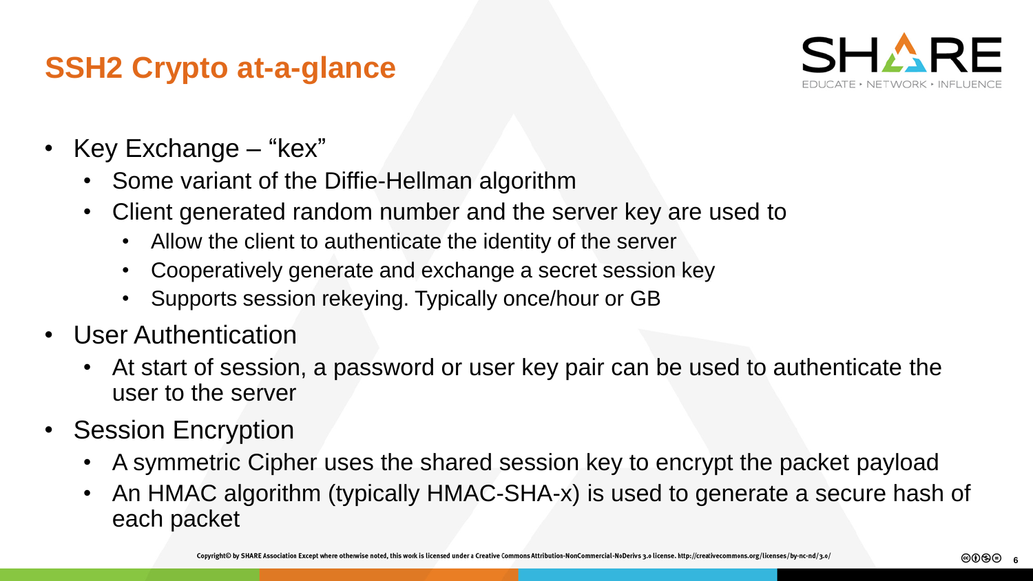# SSH2 Crypto at-a-glance

- Key Exchange – "kex"
  - Some variant of the Diffie-Hellman algorithm
  - Client generated random number and the server key are used to
    - Allow the client to authenticate the identity of the server
    - Cooperatively generate and exchange a secret session key
    - Supports session rekeying. Typically once/hour or GB
- User Authentication
  - At start of session, a password or user key pair can be used to authenticate the user to the server
- Session Encryption
  - A symmetric Cipher uses the shared session key to encrypt the packet payload
  - An HMAC algorithm (typically HMAC-SHA-x) is used to generate a secure hash of each packet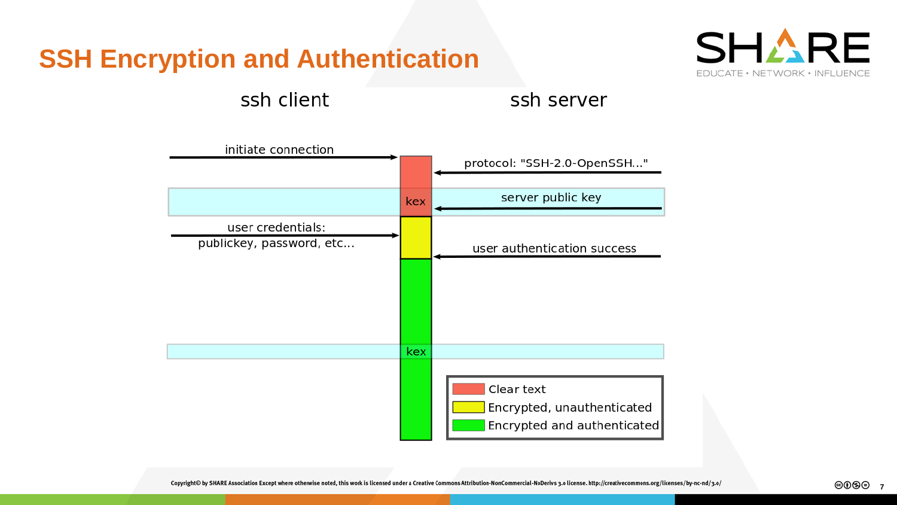# SSH Encryption and Authentication

ssh client

ssh server

initiate connection

protocol: "SSH-2.0-OpenSSH..."

kex

server public key

user credentials:
publickey, password, etc...

user authentication success

kex

- Clear text
- Encrypted, unauthenticated
- Encrypted and authenticated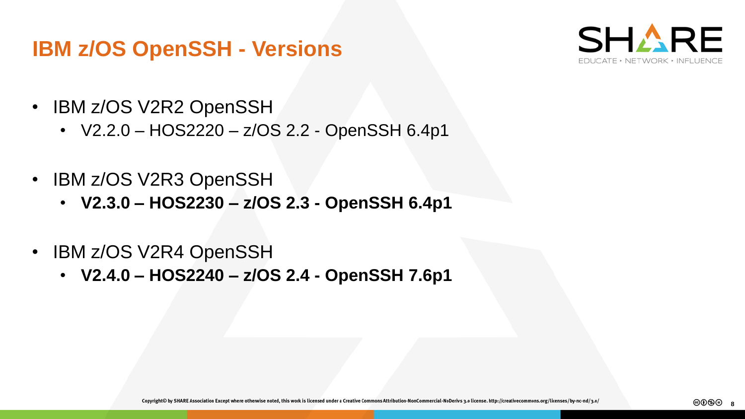# IBM z/OS OpenSSH - Versions

- IBM z/OS V2R2 OpenSSH
  - V2.2.0 – HOS2220 – z/OS 2.2 - OpenSSH 6.4p1
- IBM z/OS V2R3 OpenSSH
  - **V2.3.0 – HOS2230 – z/OS 2.3 - OpenSSH 6.4p1**
- IBM z/OS V2R4 OpenSSH
  - **V2.4.0 – HOS2240 – z/OS 2.4 - OpenSSH 7.6p1**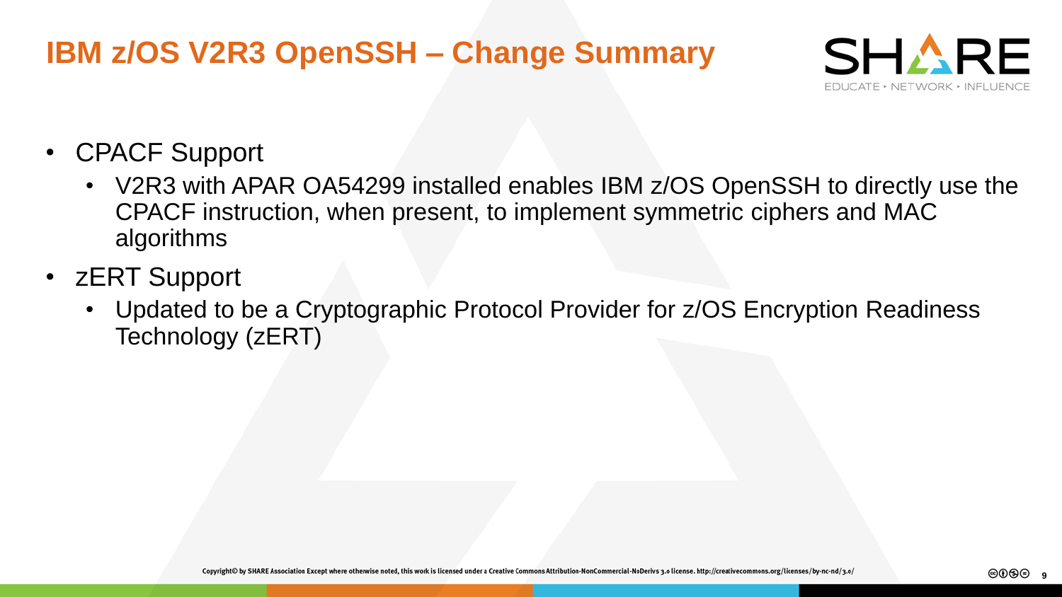# IBM z/OS V2R3 OpenSSH – Change Summary

- CPACF Support
  - V2R3 with APAR OA54299 installed enables IBM z/OS OpenSSH to directly use the CPACF instruction, when present, to implement symmetric ciphers and MAC algorithms
- zERT Support
  - Updated to be a Cryptographic Protocol Provider for z/OS Encryption Readiness Technology (zERT)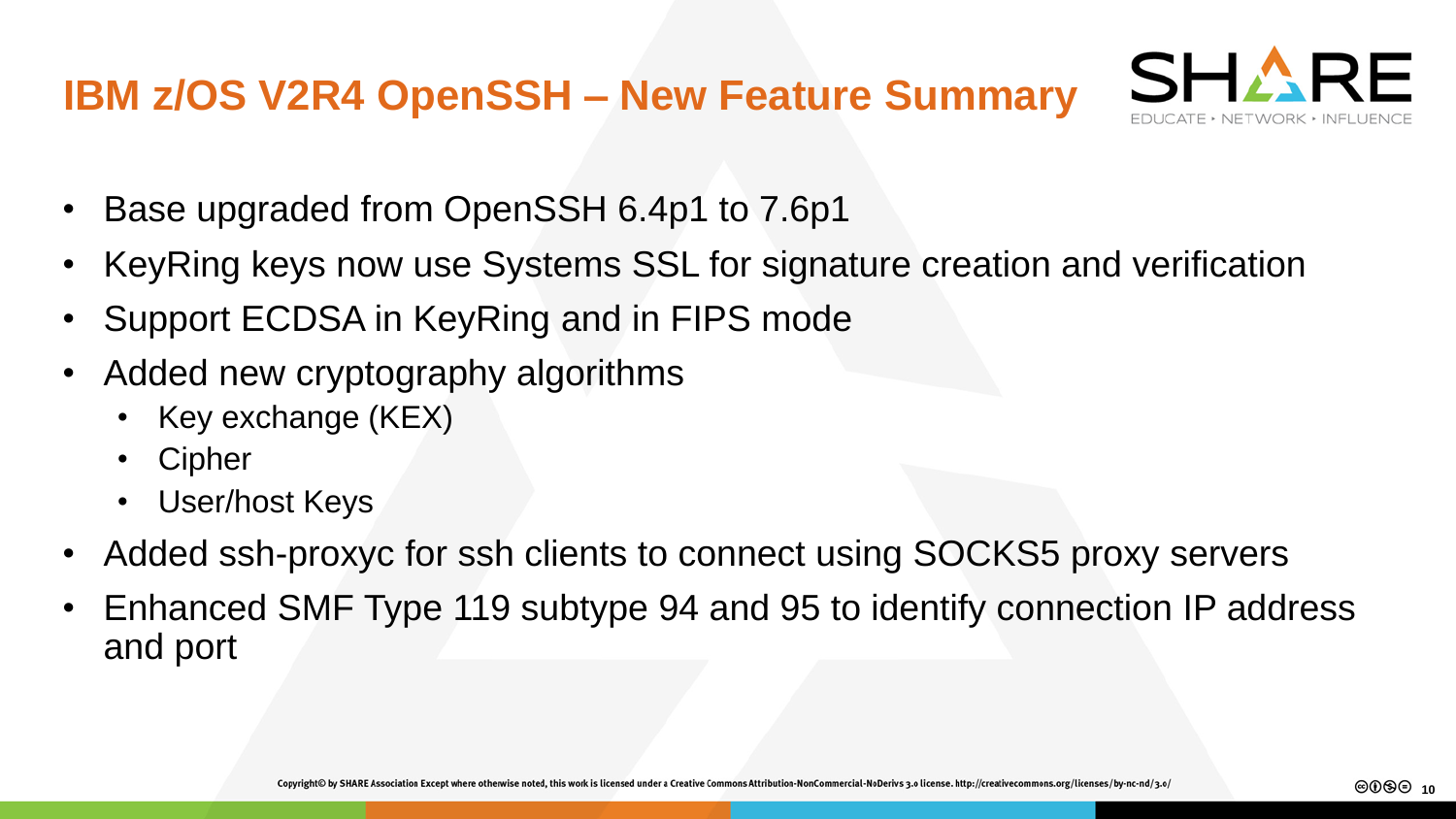# IBM z/OS V2R4 OpenSSH – New Feature Summary

- Base upgraded from OpenSSH 6.4p1 to 7.6p1
- KeyRing keys now use Systems SSL for signature creation and verification
- Support ECDSA in KeyRing and in FIPS mode
- Added new cryptography algorithms
  - Key exchange (KEX)
  - Cipher
  - User/host Keys
- Added ssh-proxyc for ssh clients to connect using SOCKS5 proxy servers
- Enhanced SMF Type 119 subtype 94 and 95 to identify connection IP address and port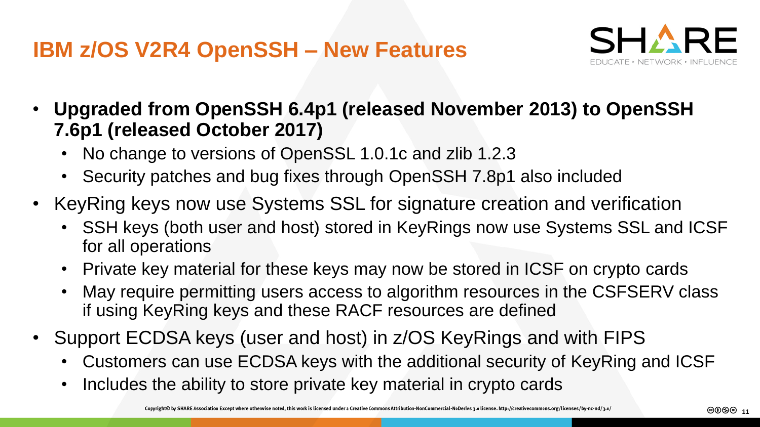# IBM z/OS V2R4 OpenSSH – New Features

- **Upgraded from OpenSSH 6.4p1 (released November 2013) to OpenSSH 7.6p1 (released October 2017)**
  - No change to versions of OpenSSL 1.0.1c and zlib 1.2.3
  - Security patches and bug fixes through OpenSSH 7.8p1 also included
- KeyRing keys now use Systems SSL for signature creation and verification
  - SSH keys (both user and host) stored in KeyRings now use Systems SSL and ICSF for all operations
  - Private key material for these keys may now be stored in ICSF on crypto cards
  - May require permitting users access to algorithm resources in the CSFSERV class if using KeyRing keys and these RACF resources are defined
- Support ECDSA keys (user and host) in z/OS KeyRings and with FIPS
  - Customers can use ECDSA keys with the additional security of KeyRing and ICSF
  - Includes the ability to store private key material in crypto cards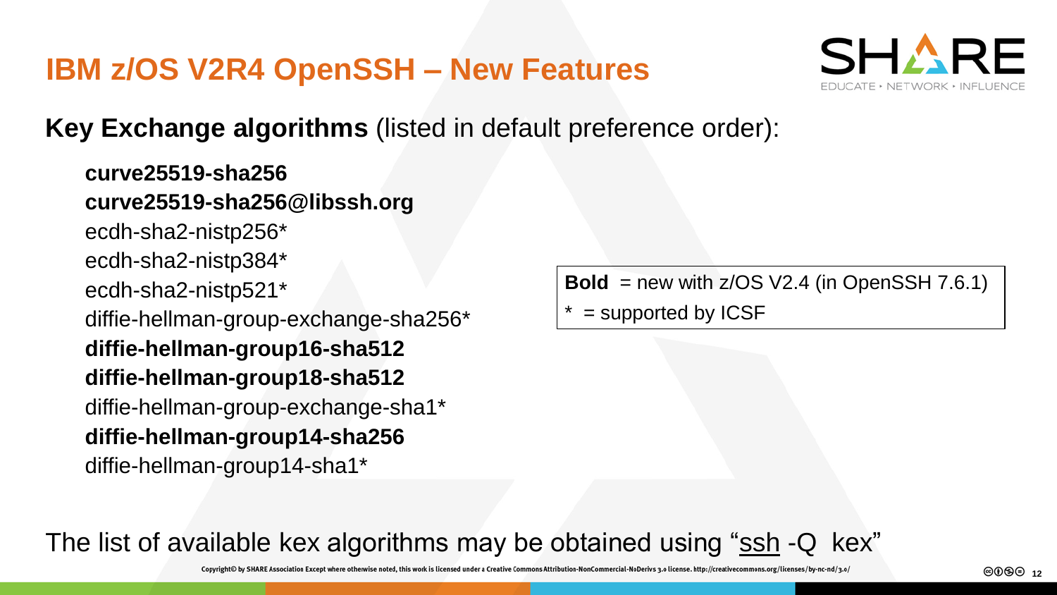# IBM z/OS V2R4 OpenSSH – New Features

**Key Exchange algorithms** (listed in default preference order):

**curve25519-sha256**
**curve25519-sha256@libssh.org**
ecdh-sha2-nistp256*
ecdh-sha2-nistp384*
ecdh-sha2-nistp521*
diffie-hellman-group-exchange-sha256*
**diffie-hellman-group16-sha512**
**diffie-hellman-group18-sha512**
diffie-hellman-group-exchange-sha1*
**diffie-hellman-group14-sha256**
diffie-hellman-group14-sha1*

**Bold** = new with z/OS V2.4 (in OpenSSH 7.6.1)
* = supported by ICSF

The list of available kex algorithms may be obtained using "ssh -Q kex"

Copyright© by SHARE Association Except where otherwise noted, this work is licensed under a Creative Commons Attribution-NonCommercial-NoDerivs 3.0 license. http://creativecommons.org/licenses/by-nc-nd/3.0/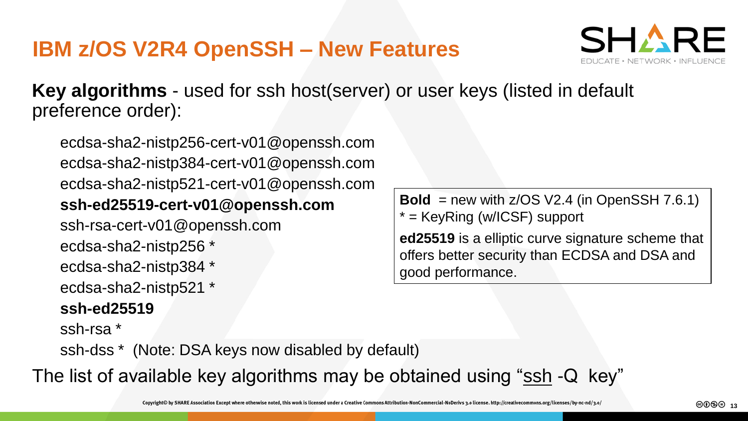# IBM z/OS V2R4 OpenSSH – New Features

**Key algorithms** - used for ssh host(server) or user keys (listed in default preference order):

- ecdsa-sha2-nistp256-cert-v01@openssh.com
- ecdsa-sha2-nistp384-cert-v01@openssh.com
- ecdsa-sha2-nistp521-cert-v01@openssh.com
- **ssh-ed25519-cert-v01@openssh.com**
- ssh-rsa-cert-v01@openssh.com
- ecdsa-sha2-nistp256 *
- ecdsa-sha2-nistp384 *
- ecdsa-sha2-nistp521 *
- **ssh-ed25519**
- ssh-rsa *
- ssh-dss * (Note: DSA keys now disabled by default)

**Bold** = new with z/OS V2.4 (in OpenSSH 7.6.1)
* = KeyRing (w/ICSF) support

**ed25519** is a elliptic curve signature scheme that offers better security than ECDSA and DSA and good performance.

The list of available key algorithms may be obtained using "ssh -Q key"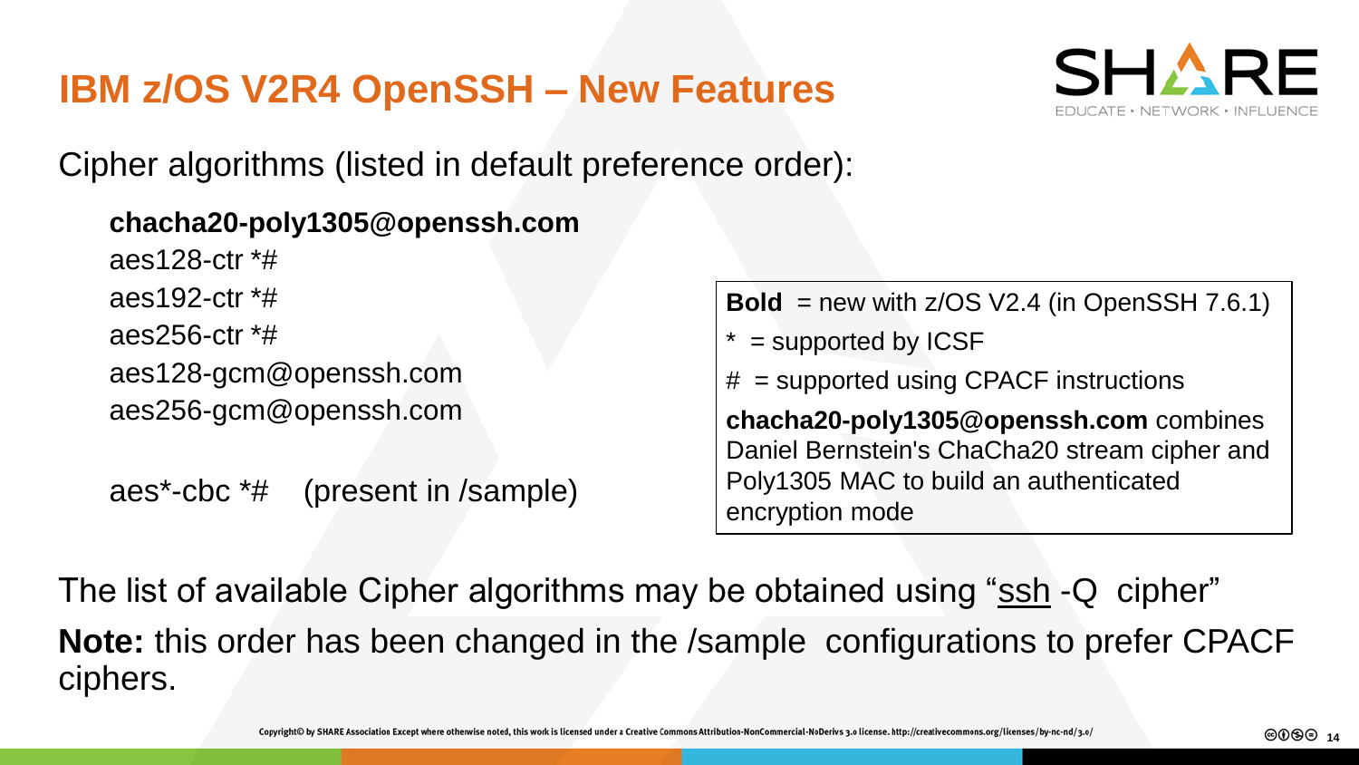# IBM z/OS V2R4 OpenSSH – New Features

Cipher algorithms (listed in default preference order):

- **chacha20-poly1305@openssh.com**
- aes128-ctr *#
- aes192-ctr *#
- aes256-ctr *#
- aes128-gcm@openssh.com
- aes256-gcm@openssh.com

- aes*-cbc *#    (present in /sample)

> **Bold** = new with z/OS V2.4 (in OpenSSH 7.6.1)
>
> * = supported by ICSF
>
> # = supported using CPACF instructions
>
> **chacha20-poly1305@openssh.com** combines Daniel Bernstein's ChaCha20 stream cipher and Poly1305 MAC to build an authenticated encryption mode

The list of available Cipher algorithms may be obtained using "ssh -Q cipher"

**Note:** this order has been changed in the /sample configurations to prefer CPACF ciphers.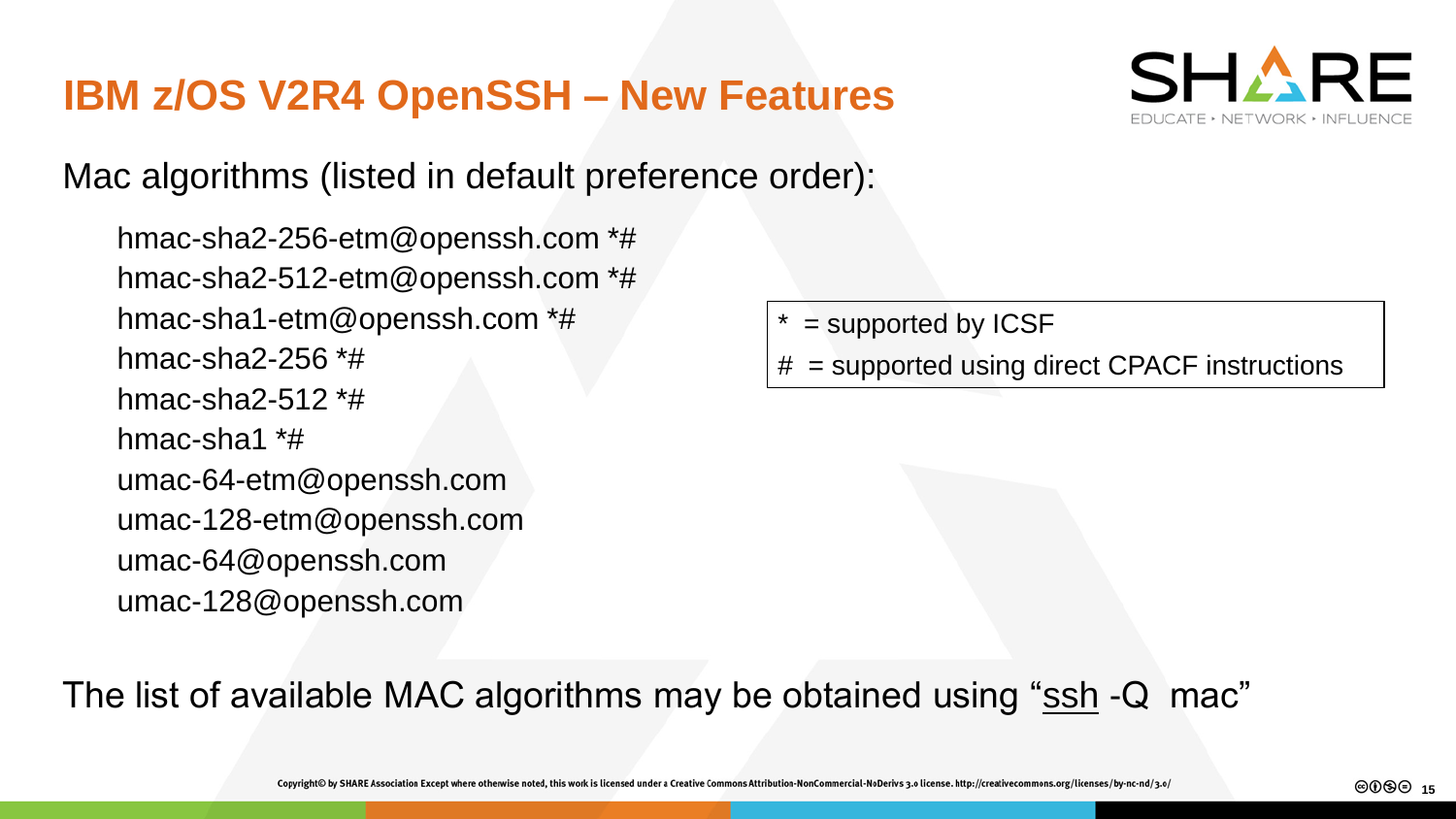# IBM z/OS V2R4 OpenSSH – New Features

Mac algorithms (listed in default preference order):

- hmac-sha2-256-etm@openssh.com *#
- hmac-sha2-512-etm@openssh.com *#
- hmac-sha1-etm@openssh.com *#
- hmac-sha2-256 *#
- hmac-sha2-512 *#
- hmac-sha1 *#
- umac-64-etm@openssh.com
- umac-128-etm@openssh.com
- umac-64@openssh.com
- umac-128@openssh.com

\* = supported by ICSF
\# = supported using direct CPACF instructions

The list of available MAC algorithms may be obtained using "ssh -Q mac"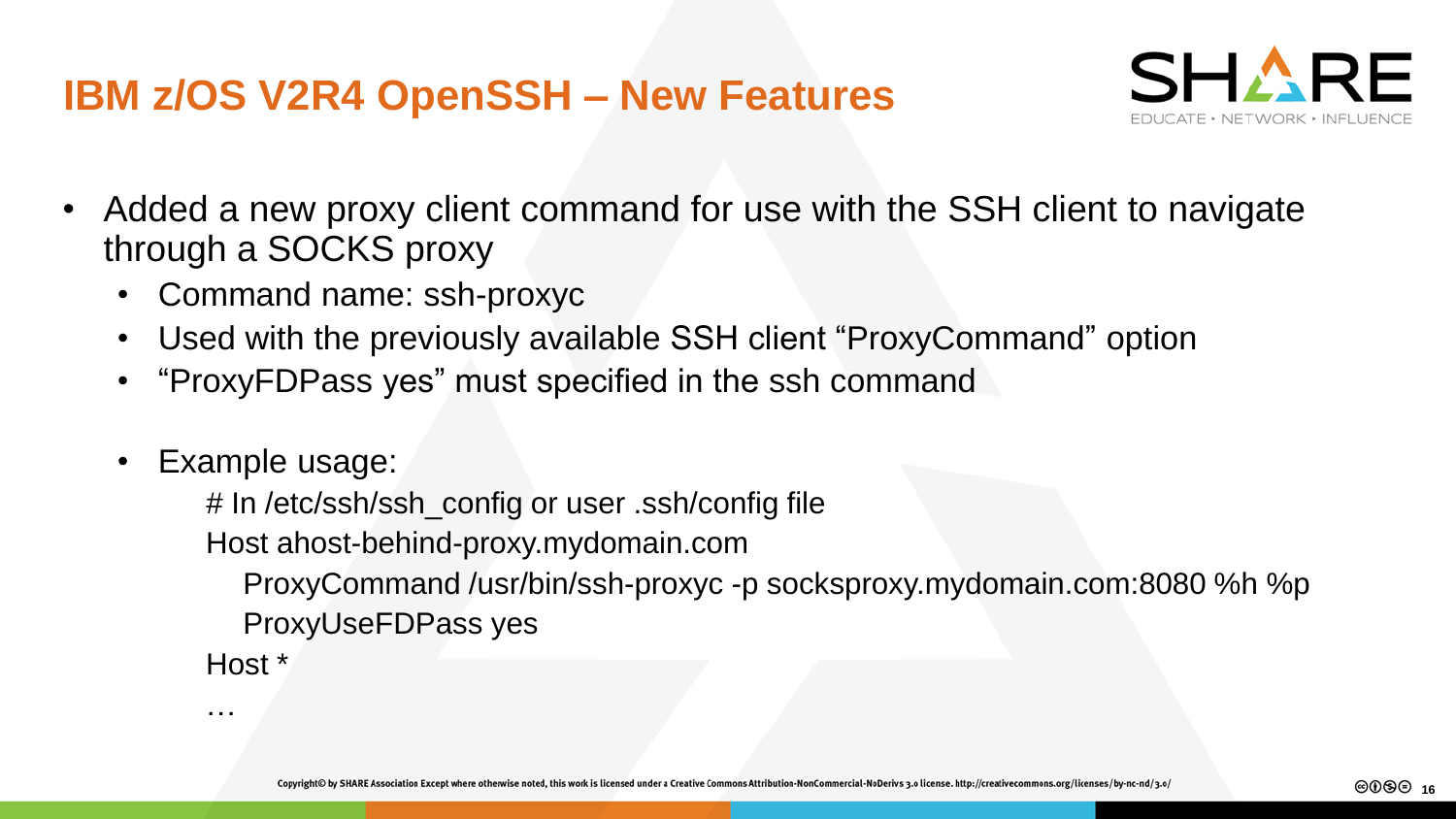# IBM z/OS V2R4 OpenSSH – New Features

- Added a new proxy client command for use with the SSH client to navigate through a SOCKS proxy
  - Command name: ssh-proxyc
  - Used with the previously available SSH client “ProxyCommand” option
  - “ProxyFDPass yes” must specified in the ssh command
  - Example usage:

```
# In /etc/ssh/ssh_config or user .ssh/config file
Host ahost-behind-proxy.mydomain.com
   ProxyCommand /usr/bin/ssh-proxyc -p socksproxy.mydomain.com:8080 %h %p
   ProxyUseFDPass yes
Host *
…
```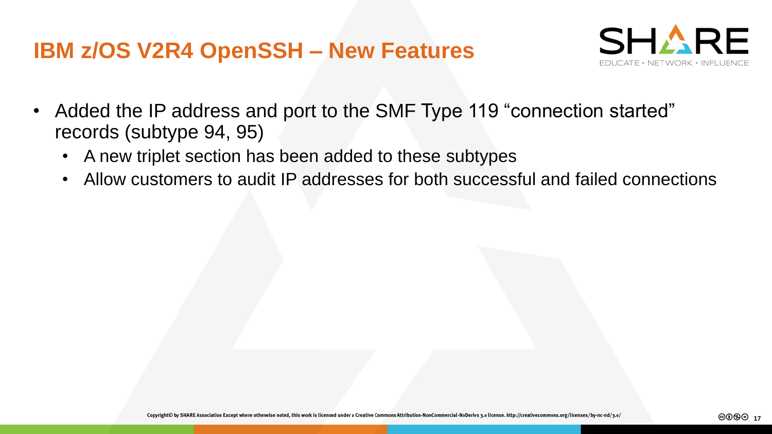# IBM z/OS V2R4 OpenSSH – New Features

- Added the IP address and port to the SMF Type 119 “connection started” records (subtype 94, 95)
  - A new triplet section has been added to these subtypes
  - Allow customers to audit IP addresses for both successful and failed connections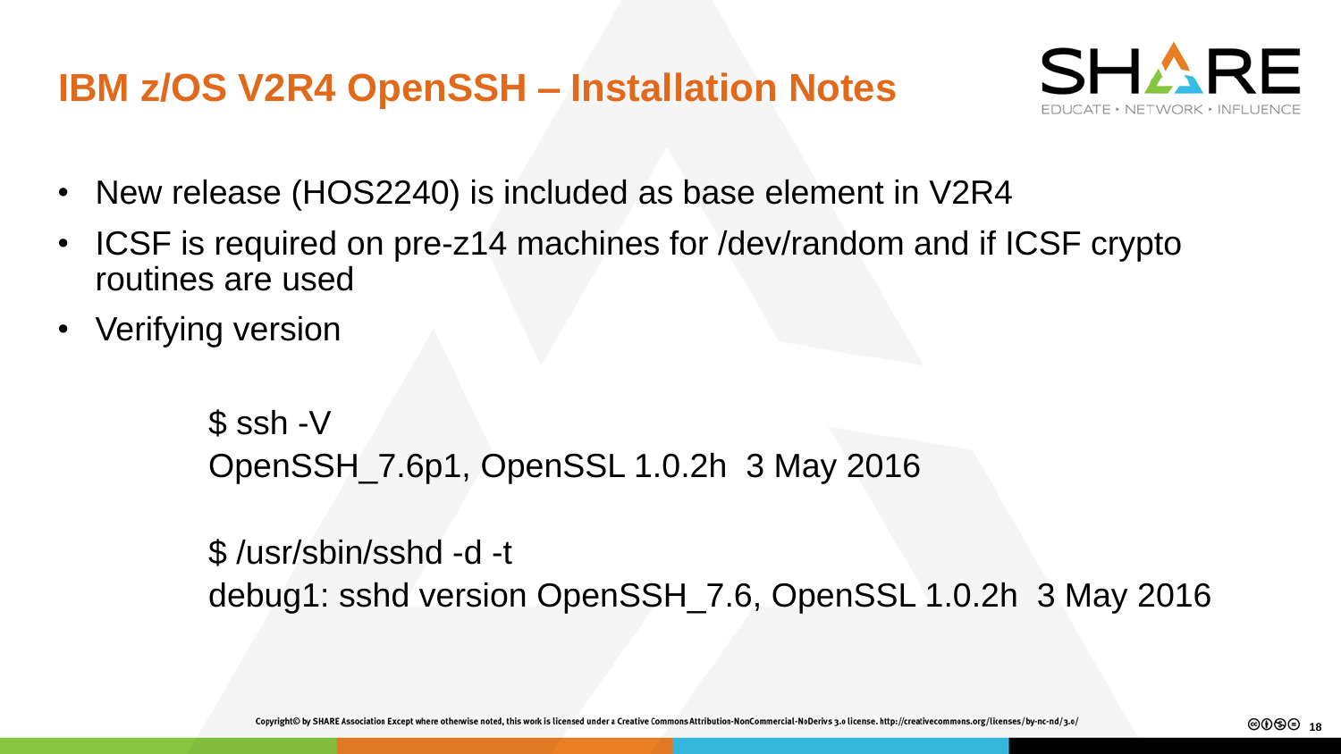# IBM z/OS V2R4 OpenSSH – Installation Notes

- New release (HOS2240) is included as base element in V2R4
- ICSF is required on pre-z14 machines for /dev/random and if ICSF crypto routines are used
- Verifying version

```
$ ssh -V
OpenSSH_7.6p1, OpenSSL 1.0.2h  3 May 2016

$ /usr/sbin/sshd -d -t
debug1: sshd version OpenSSH_7.6, OpenSSL 1.0.2h  3 May 2016
```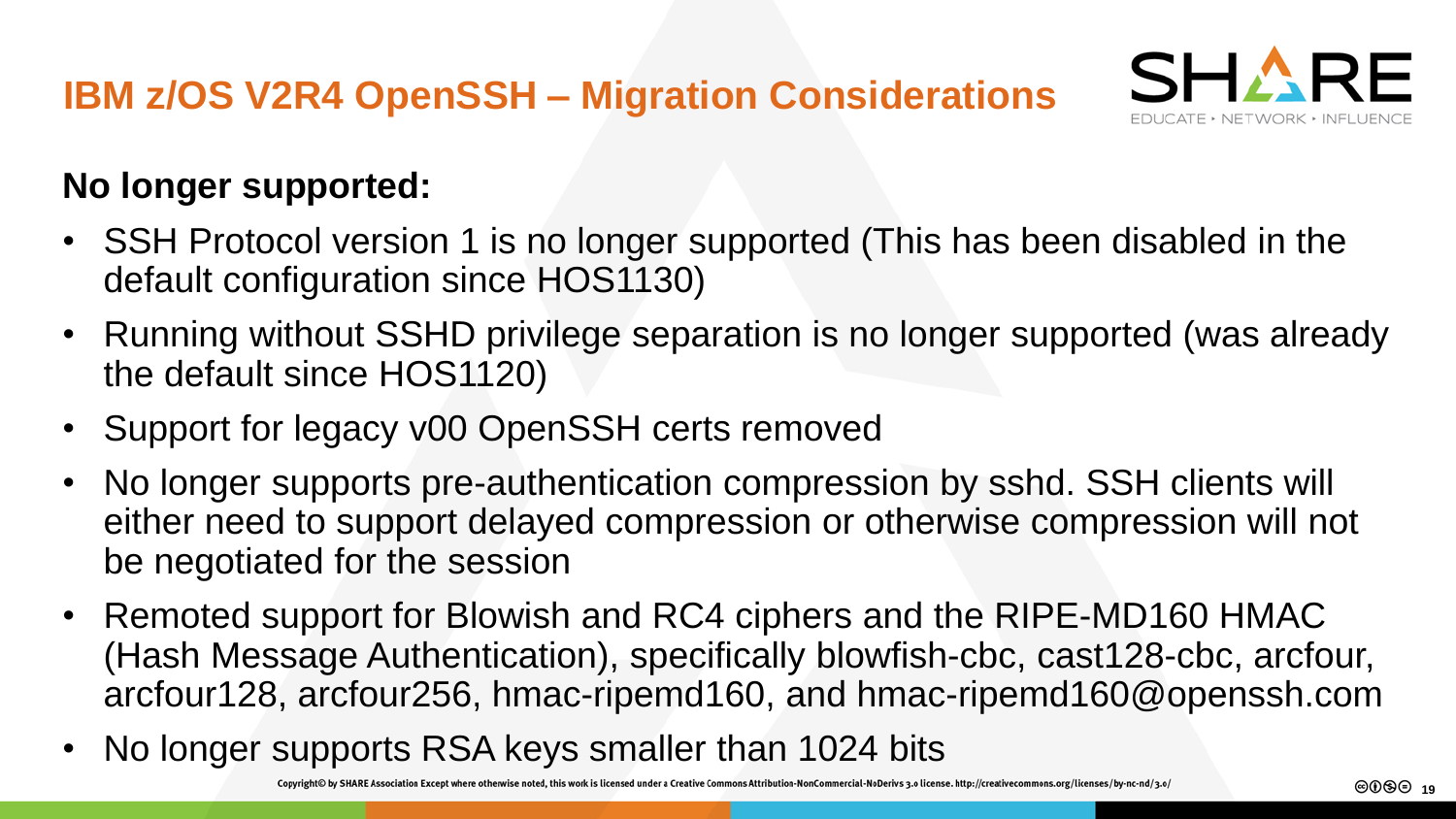# IBM z/OS V2R4 OpenSSH – Migration Considerations

**No longer supported:**

- SSH Protocol version 1 is no longer supported (This has been disabled in the default configuration since HOS1130)
- Running without SSHD privilege separation is no longer supported (was already the default since HOS1120)
- Support for legacy v00 OpenSSH certs removed
- No longer supports pre-authentication compression by sshd. SSH clients will either need to support delayed compression or otherwise compression will not be negotiated for the session
- Remoted support for Blowish and RC4 ciphers and the RIPE-MD160 HMAC (Hash Message Authentication), specifically blowfish-cbc, cast128-cbc, arcfour, arcfour128, arcfour256, hmac-ripemd160, and hmac-ripemd160@openssh.com
- No longer supports RSA keys smaller than 1024 bits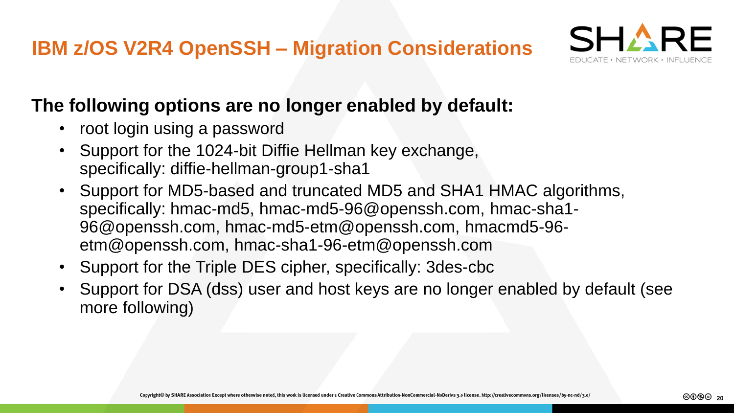# IBM z/OS V2R4 OpenSSH – Migration Considerations

**The following options are no longer enabled by default:**

- root login using a password
- Support for the 1024-bit Diffie Hellman key exchange, specifically: diffie-hellman-group1-sha1
- Support for MD5-based and truncated MD5 and SHA1 HMAC algorithms, specifically: hmac-md5, hmac-md5-96@openssh.com, hmac-sha1-96@openssh.com, hmac-md5-etm@openssh.com, hmacmd5-96-etm@openssh.com, hmac-sha1-96-etm@openssh.com
- Support for the Triple DES cipher, specifically: 3des-cbc
- Support for DSA (dss) user and host keys are no longer enabled by default (see more following)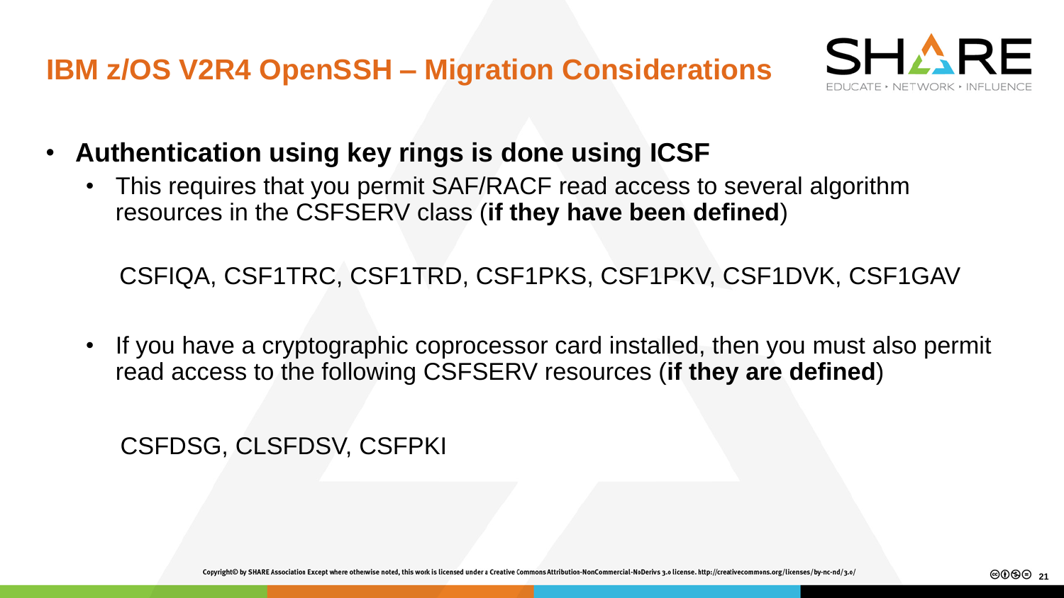# IBM z/OS V2R4 OpenSSH – Migration Considerations

- **Authentication using key rings is done using ICSF**
  - This requires that you permit SAF/RACF read access to several algorithm resources in the CSFSERV class (**if they have been defined**)

    CSFIQA, CSF1TRC, CSF1TRD, CSF1PKS, CSF1PKV, CSF1DVK, CSF1GAV

  - If you have a cryptographic coprocessor card installed, then you must also permit read access to the following CSFSERV resources (**if they are defined**)

    CSFDSG, CLSFDSV, CSFPKI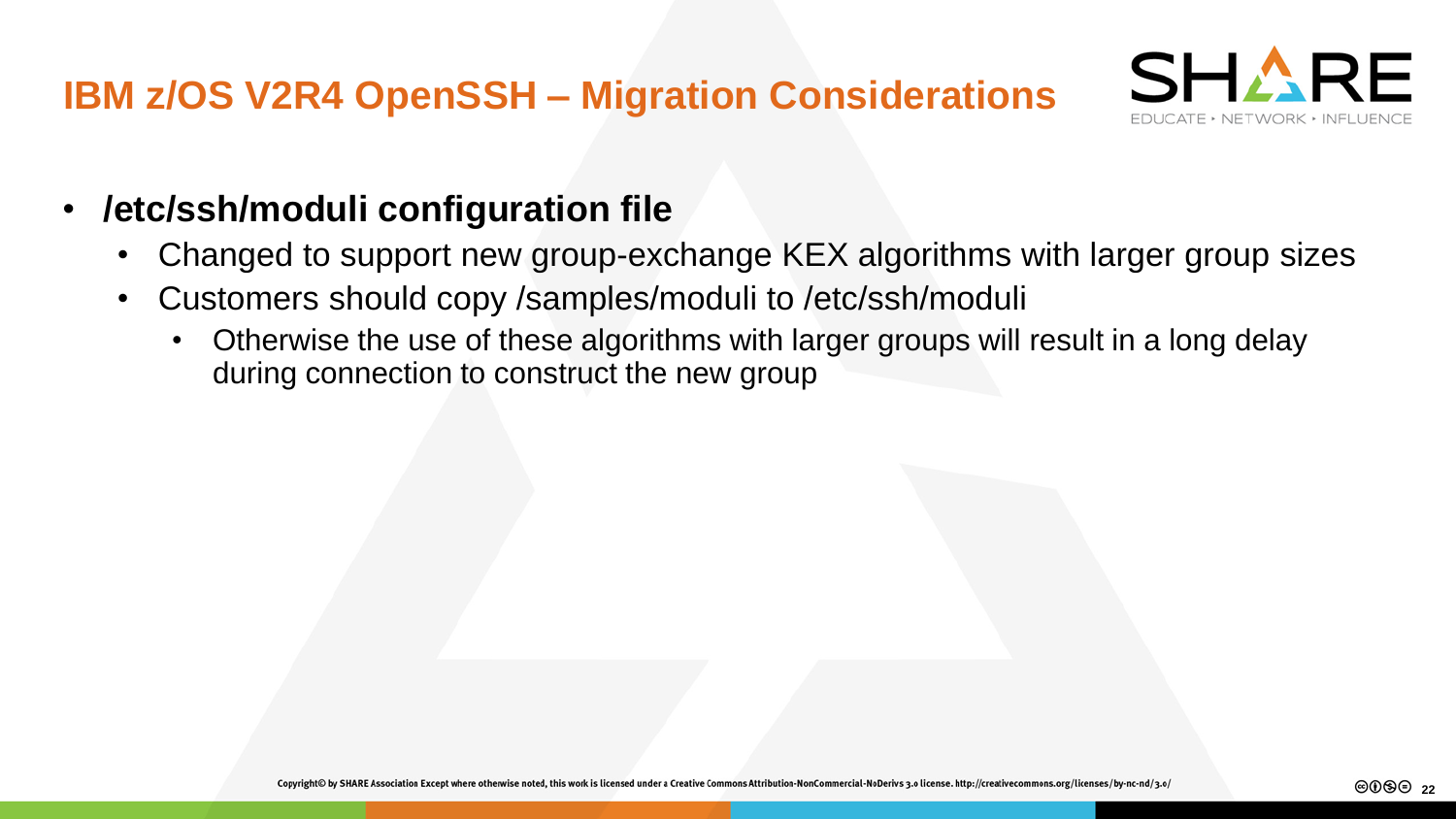# IBM z/OS V2R4 OpenSSH – Migration Considerations

- **/etc/ssh/moduli configuration file**
  - Changed to support new group-exchange KEX algorithms with larger group sizes
  - Customers should copy /samples/moduli to /etc/ssh/moduli
    - Otherwise the use of these algorithms with larger groups will result in a long delay during connection to construct the new group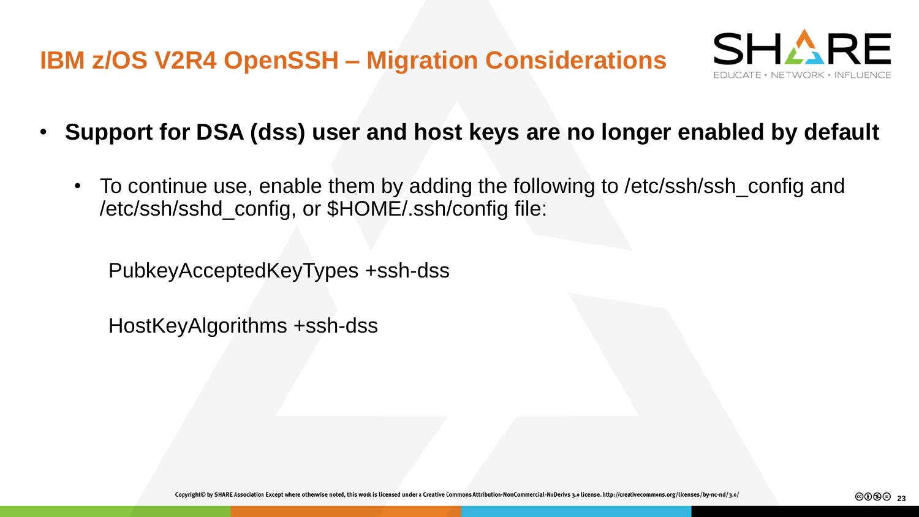# IBM z/OS V2R4 OpenSSH – Migration Considerations

- **Support for DSA (dss) user and host keys are no longer enabled by default**
  - To continue use, enable them by adding the following to /etc/ssh/ssh_config and /etc/ssh/sshd_config, or $HOME/.ssh/config file:

```
PubkeyAcceptedKeyTypes +ssh-dss

HostKeyAlgorithms +ssh-dss
```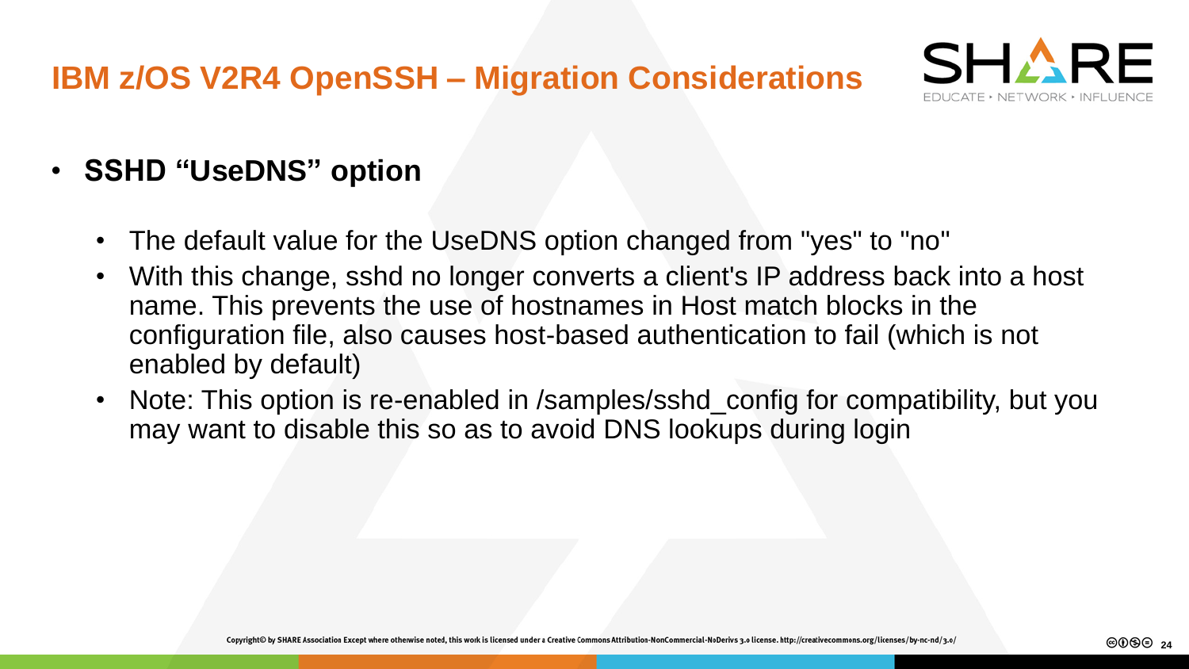# IBM z/OS V2R4 OpenSSH – Migration Considerations

- **SSHD “UseDNS” option**
  - The default value for the UseDNS option changed from "yes" to "no"
  - With this change, sshd no longer converts a client's IP address back into a host name. This prevents the use of hostnames in Host match blocks in the configuration file, also causes host-based authentication to fail (which is not enabled by default)
  - Note: This option is re-enabled in /samples/sshd_config for compatibility, but you may want to disable this so as to avoid DNS lookups during login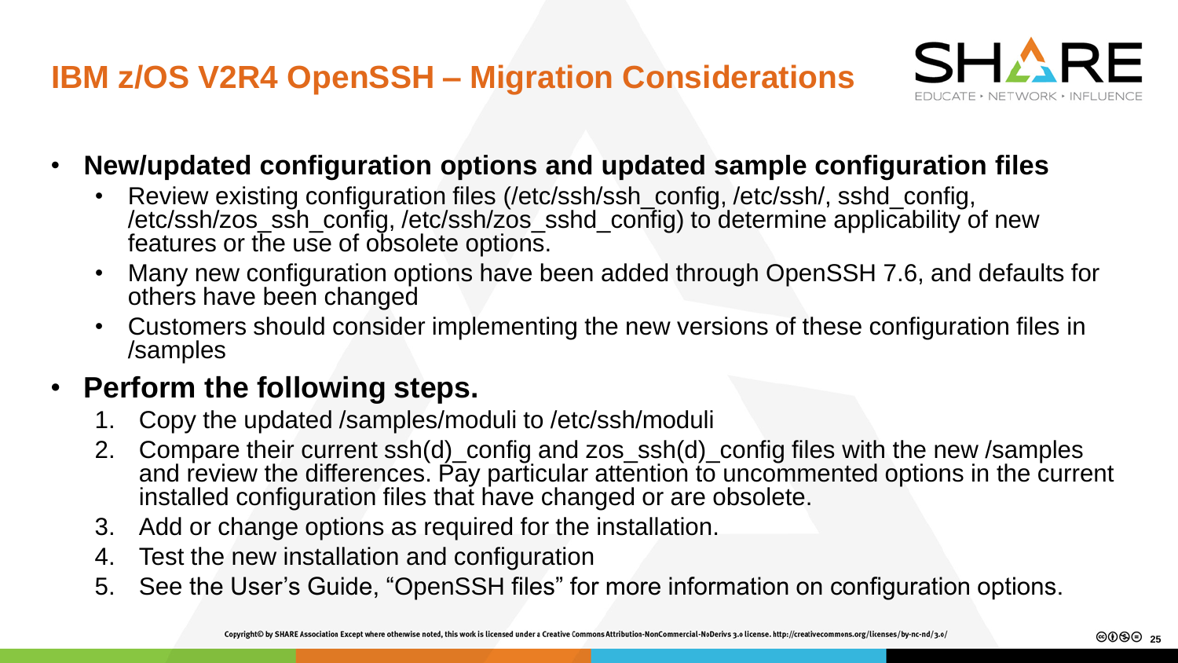# IBM z/OS V2R4 OpenSSH – Migration Considerations

- **New/updated configuration options and updated sample configuration files**
  - Review existing configuration files (/etc/ssh/ssh_config, /etc/ssh/, sshd_config, /etc/ssh/zos_ssh_config, /etc/ssh/zos_sshd_config) to determine applicability of new features or the use of obsolete options.
  - Many new configuration options have been added through OpenSSH 7.6, and defaults for others have been changed
  - Customers should consider implementing the new versions of these configuration files in /samples
- **Perform the following steps.**
  1. Copy the updated /samples/moduli to /etc/ssh/moduli
  2. Compare their current ssh(d)_config and zos_ssh(d)_config files with the new /samples and review the differences. Pay particular attention to uncommented options in the current installed configuration files that have changed or are obsolete.
  3. Add or change options as required for the installation.
  4. Test the new installation and configuration
  5. See the User's Guide, "OpenSSH files" for more information on configuration options.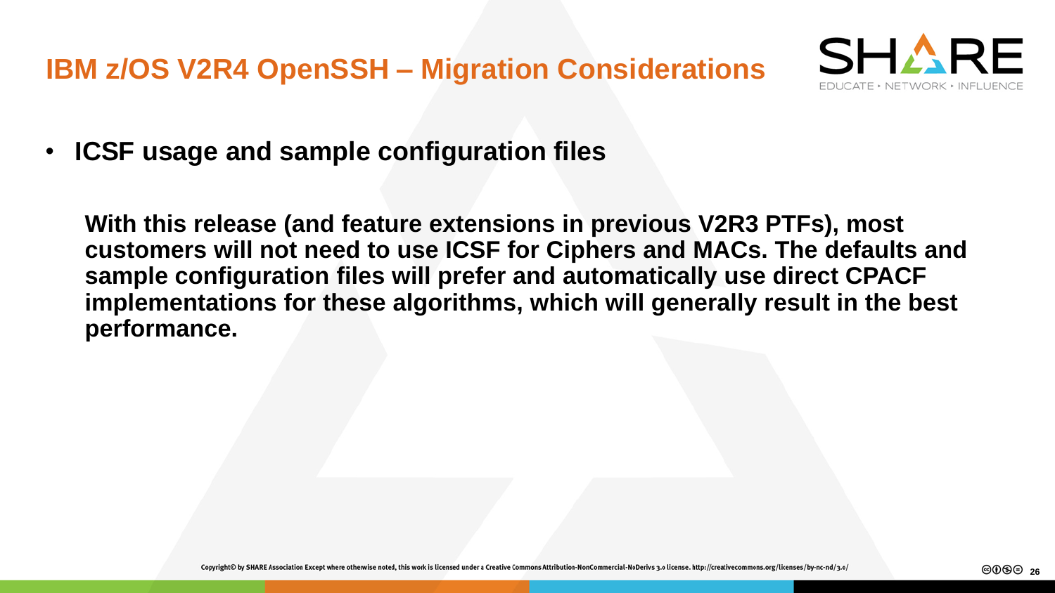# IBM z/OS V2R4 OpenSSH – Migration Considerations

- **ICSF usage and sample configuration files**

**With this release (and feature extensions in previous V2R3 PTFs), most customers will not need to use ICSF for Ciphers and MACs. The defaults and sample configuration files will prefer and automatically use direct CPACF implementations for these algorithms, which will generally result in the best performance.**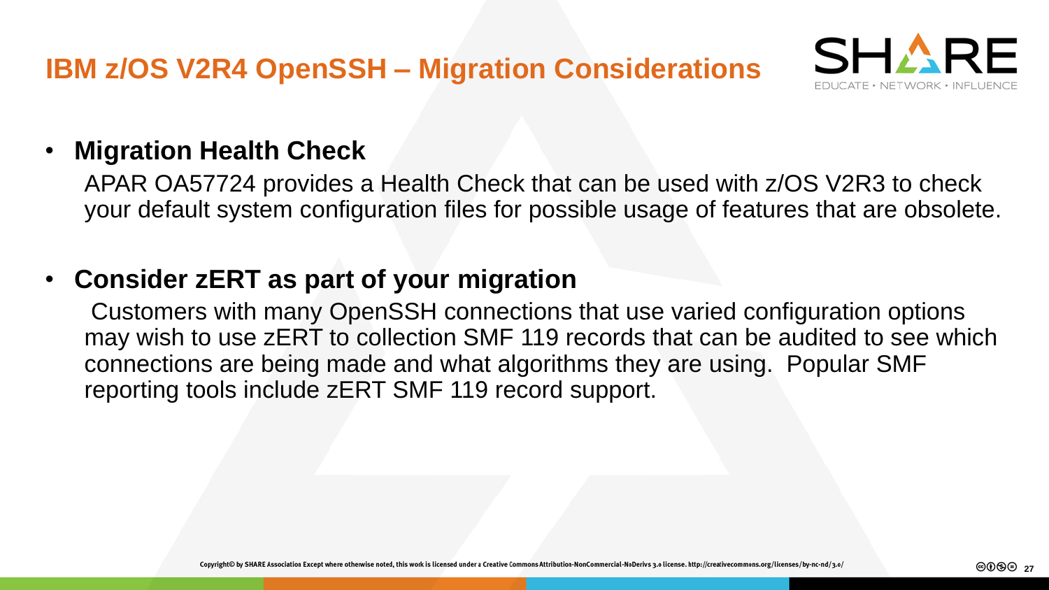# IBM z/OS V2R4 OpenSSH – Migration Considerations

- **Migration Health Check**

  APAR OA57724 provides a Health Check that can be used with z/OS V2R3 to check your default system configuration files for possible usage of features that are obsolete.

- **Consider zERT as part of your migration**

  Customers with many OpenSSH connections that use varied configuration options may wish to use zERT to collection SMF 119 records that can be audited to see which connections are being made and what algorithms they are using. Popular SMF reporting tools include zERT SMF 119 record support.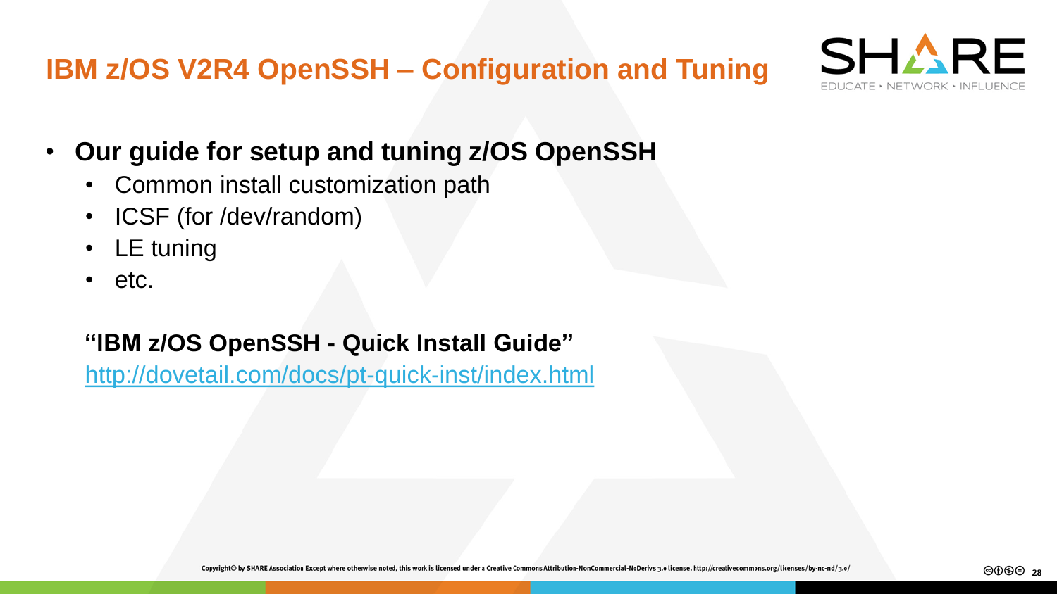# IBM z/OS V2R4 OpenSSH – Configuration and Tuning

- **Our guide for setup and tuning z/OS OpenSSH**
  - Common install customization path
  - ICSF (for /dev/random)
  - LE tuning
  - etc.

**"IBM z/OS OpenSSH - Quick Install Guide"**
[http://dovetail.com/docs/pt-quick-inst/index.html](http://dovetail.com/docs/pt-quick-inst/index.html)

Copyright© by SHARE Association Except where otherwise noted, this work is licensed under a Creative Commons Attribution-NonCommercial-NoDerivs 3.0 license. http://creativecommons.org/licenses/by-nc-nd/3.0/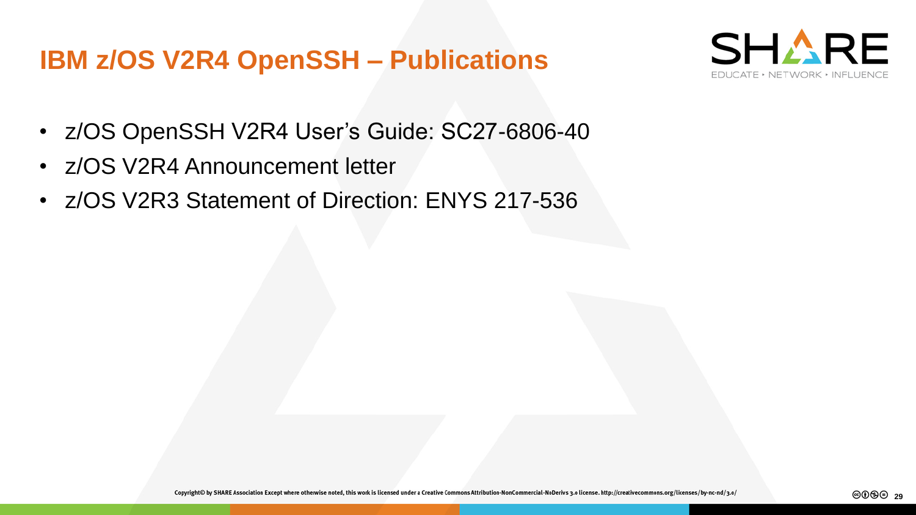# IBM z/OS V2R4 OpenSSH – Publications

- z/OS OpenSSH V2R4 User's Guide: SC27-6806-40
- z/OS V2R4 Announcement letter
- z/OS V2R3 Statement of Direction: ENYS 217-536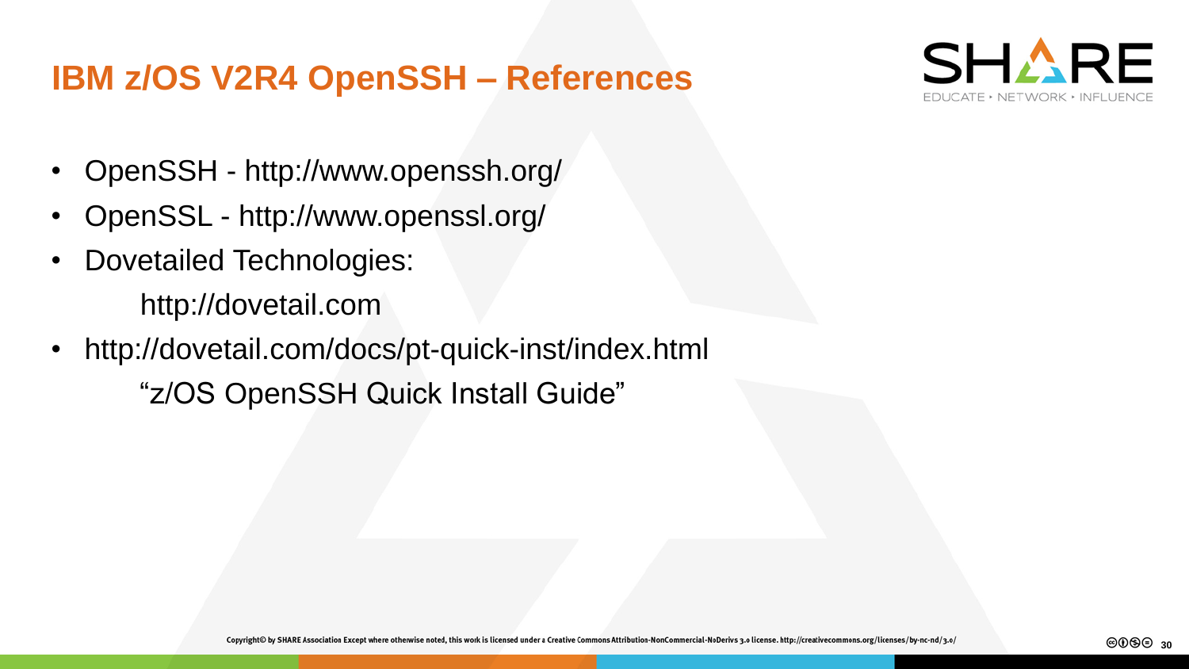# IBM z/OS V2R4 OpenSSH – References

- OpenSSH - http://www.openssh.org/
- OpenSSL - http://www.openssl.org/
- Dovetailed Technologies:

  http://dovetail.com
- http://dovetail.com/docs/pt-quick-inst/index.html

  "z/OS OpenSSH Quick Install Guide"

Copyright© by SHARE Association Except where otherwise noted, this work is licensed under a Creative Commons Attribution-NonCommercial-NoDerivs 3.0 license. http://creativecommons.org/licenses/by-nc-nd/3.0/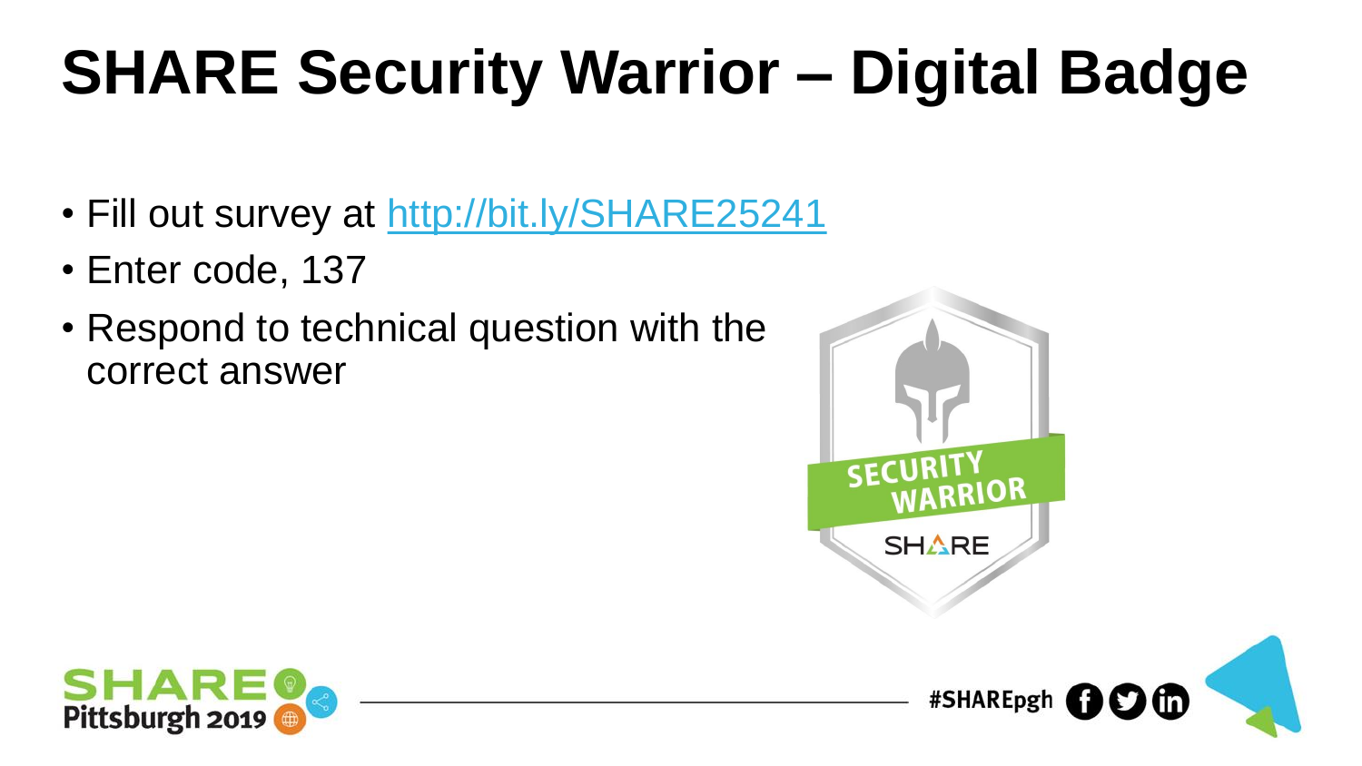# SHARE Security Warrior – Digital Badge

- Fill out survey at [http://bit.ly/SHARE25241](http://bit.ly/SHARE25241)
- Enter code, 137
- Respond to technical question with the correct answer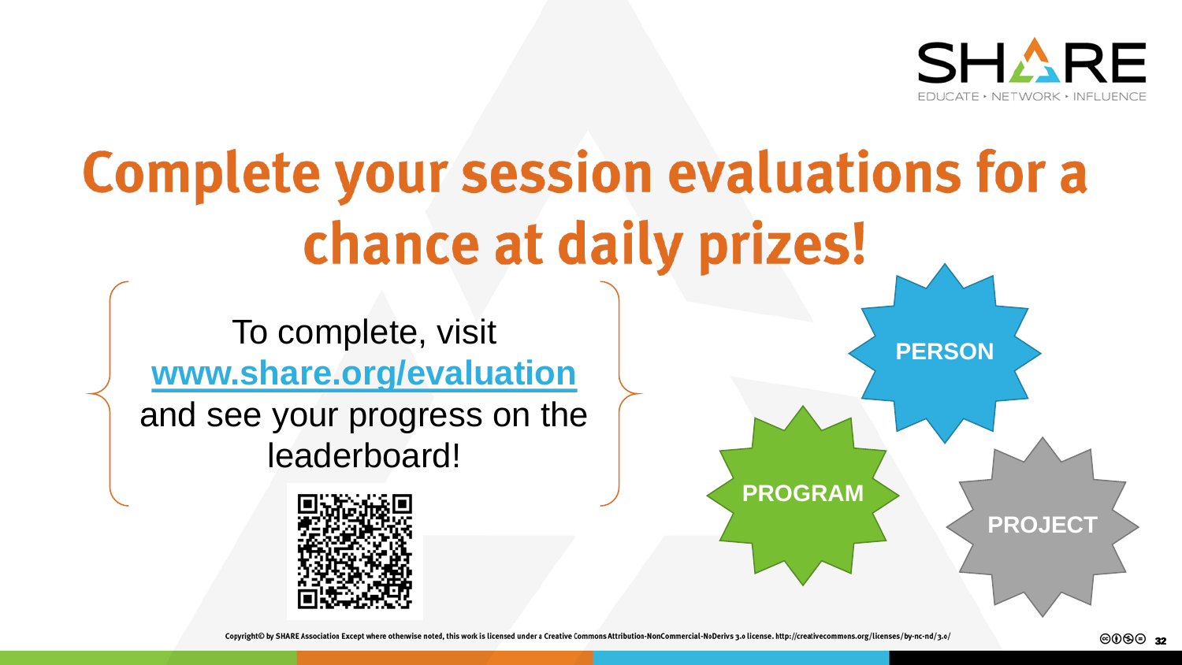# Complete your session evaluations for a chance at daily prizes!

To complete, visit
**www.share.org/evaluation**
and see your progress on the leaderboard!

PERSON

PROGRAM

PROJECT

Copyright© by SHARE Association Except where otherwise noted, this work is licensed under a Creative Commons Attribution-NonCommercial-NoDerivs 3.0 license. http://creativecommons.org/licenses/by-nc-nd/3.0/